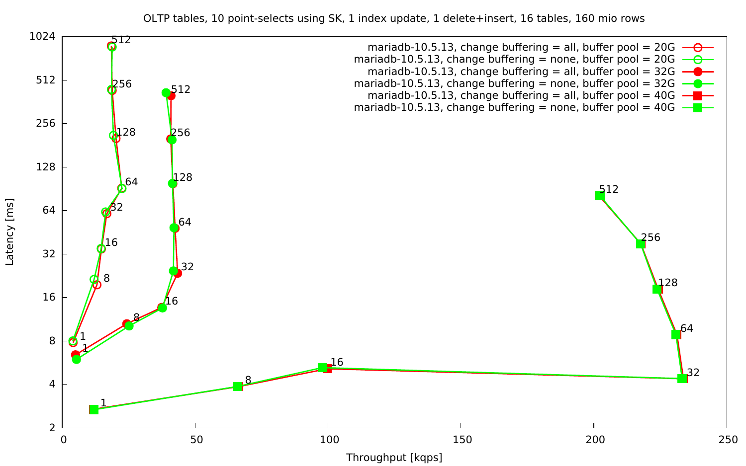OLTP tables, 10 point-selects using SK, 1 index update, 1 delete+insert, 16 tables, 160 mio rows

- mariadb-10.5.13, change buffering = all, buffer pool = 20G
- mariadb-10.5.13, change buffering = none, buffer pool = 20G
- mariadb-10.5.13, change buffering = all, buffer pool = 32G
- mariadb-10.5.13, change buffering = none, buffer pool = 32G
- mariadb-10.5.13, change buffering = all, buffer pool = 40G
- mariadb-10.5.13, change buffering = none, buffer pool = 40G

Latency [ms]

Throughput [kqps]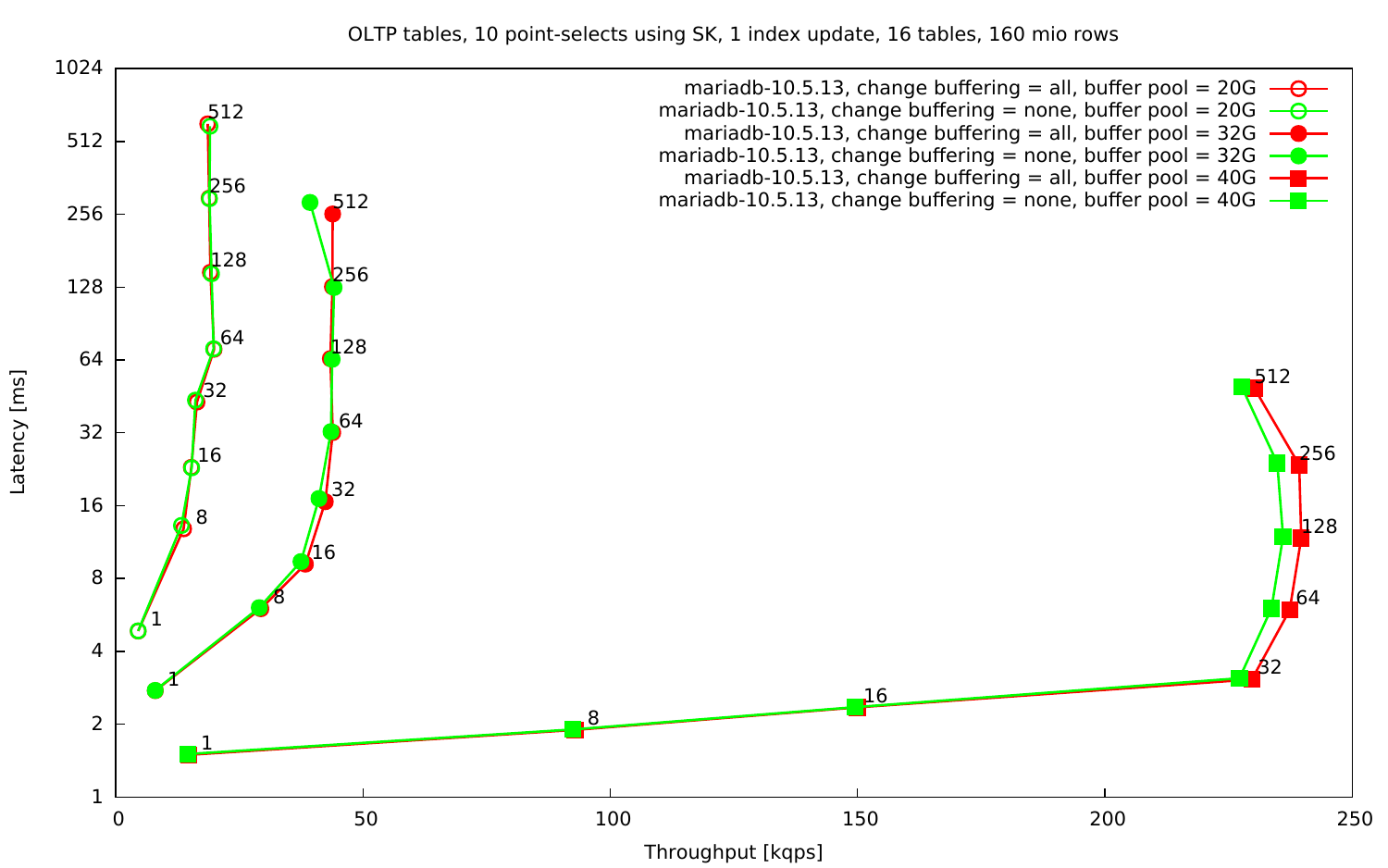OLTP tables, 10 point-selects using SK, 1 index update, 16 tables, 160 mio rows

- mariadb-10.5.13, change buffering = all, buffer pool = 20G
- mariadb-10.5.13, change buffering = none, buffer pool = 20G
- mariadb-10.5.13, change buffering = all, buffer pool = 32G
- mariadb-10.5.13, change buffering = none, buffer pool = 32G
- mariadb-10.5.13, change buffering = all, buffer pool = 40G
- mariadb-10.5.13, change buffering = none, buffer pool = 40G

Latency [ms]

Throughput [kqps]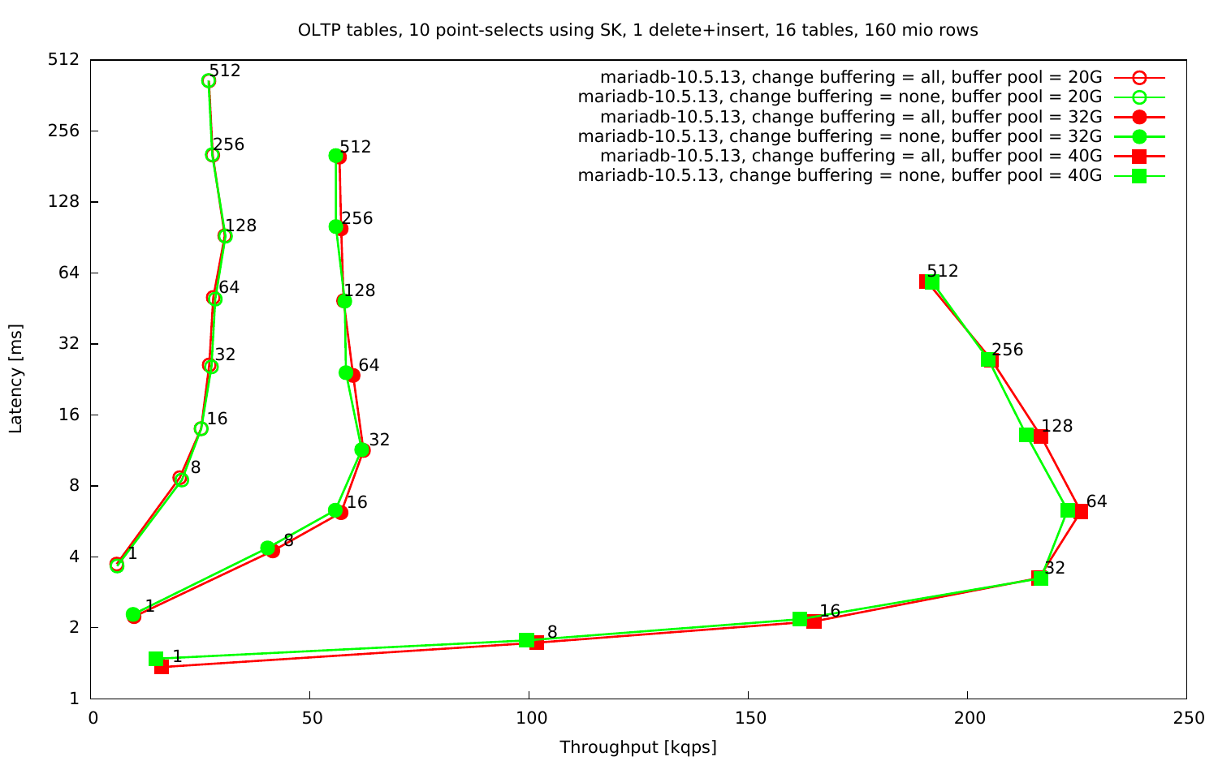OLTP tables, 10 point-selects using SK, 1 delete+insert, 16 tables, 160 mio rows

mariadb-10.5.13, change buffering = all, buffer pool = 20G
mariadb-10.5.13, change buffering = none, buffer pool = 20G
mariadb-10.5.13, change buffering = all, buffer pool = 32G
mariadb-10.5.13, change buffering = none, buffer pool = 32G
mariadb-10.5.13, change buffering = all, buffer pool = 40G
mariadb-10.5.13, change buffering = none, buffer pool = 40G

Latency [ms]

1
2
4
8
16
32
64
128
256
512

Throughput [kqps]

0
50
100
150
200
250

1
8
16
32
64
128
256
512